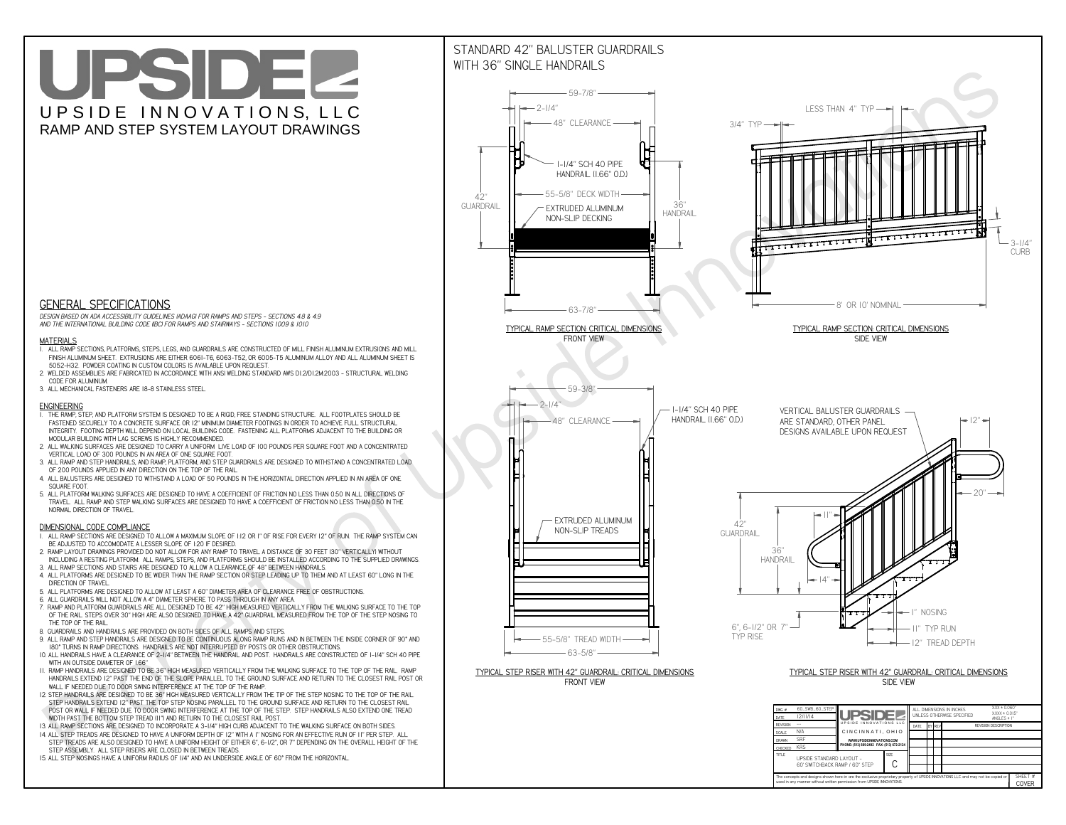# UPSIDE

UPSIDE INNOVATIONS, LLC

RAMP AND STEP SYSTEM LAYOUT DRAWINGS

## GENERAL SPECIFICATIONS

*DESIGN BASED ON ADA ACCESSIBILITY GUIDELINES (ADAAG) FOR RAMPS AND STEPS - SECTIONS 4.8 & 4.9 AND THE INTERNATIONAL BUILDING CODE (IBC) FOR RAMPS AND STAIRWAYS - SECTIONS 1009 & 1010*

### MATERIALS

1. ALL RAMP SECTIONS, PLATFORMS, STEPS, LEGS, AND GUARDRAILS ARE CONSTRUCTED OF MILL FINISH ALUMINUM EXTRUSIONS AND MILL FINISH ALUMINUM SHEET. EXTRUSIONS ARE EITHER 6061-T6, 6063-T52, OR 6005-T5 ALUMINUM ALLOY AND ALL ALUMINUM SHEET IS 5052-H32. POWDER COATING IN CUSTOM COLORS IS AVAILABLE UPON REQUEST.
2. WELDED ASSEMBLIES ARE FABRICATED IN ACCORDANCE WITH ANSI WELDING STANDARD AWS D1.2/D1.2M:2003 - STRUCTURAL WELDING CODE FOR ALUMINUM.
3. ALL MECHANICAL FASTENERS ARE 18-8 STAINLESS STEEL.

### ENGINEERING

1. THE RAMP, STEP, AND PLATFORM SYSTEM IS DESIGNED TO BE A RIGID, FREE STANDING STRUCTURE. ALL FOOTPLATES SHOULD BE FASTENED SECURELY TO A CONCRETE SURFACE OR 12" MINIMUM DIAMETER CONCRETE FOOTINGS IN ORDER TO ACHIEVE FULL STRUCTURAL INTEGRITY. FOOTING DEPTH WILL DEPEND ON LOCAL BUILDING CODE. FASTENING ALL PLATFORMS ADJACENT TO THE BUILDING OR MODULAR BUILDING WITH LAG SCREWS IS HIGHLY RECOMMENDED.
2. ALL WALKING SURFACES ARE DESIGNED TO CARRY A UNIFORM LIVE LOAD OF 100 POUNDS PER SQUARE FOOT AND A CONCENTRATED VERTICAL LOAD OF 300 POUNDS IN AN AREA OF ONE SQUARE FOOT.
3. ALL RAMP AND STEP HANDRAILS, AND RAMP, PLATFORM, AND STEP GUARDRAILS ARE DESIGNED TO WITHSTAND A CONCENTRATED LOAD OF 200 POUNDS APPLIED IN ANY DIRECTION ON THE TOP OF THE RAIL.
4. ALL BALUSTERS ARE DESIGNED TO WITHSTAND A LOAD OF 50 POUNDS IN THE HORIZONTAL DIRECTION APPLIED IN AN AREA OF ONE SQUARE FOOT.
5. ALL PLATFORM WALKING SURFACES ARE DESIGNED TO HAVE A COEFFICIENT OF FRICTION NO LESS THAN 0.50 IN ALL DIRECTIONS OF TRAVEL. ALL RAMP AND STEP WALKING SURFACES ARE DESIGNED TO HAVE A COEFFICIENT OF FRICTION NO LESS THAN 0.50 IN THE NORMAL DIRECTION OF TRAVEL.

### DIMENSIONAL CODE COMPLIANCE

1. ALL RAMP SECTIONS ARE DESIGNED TO ALLOW A MAXIMUM SLOPE OF 1:12 OR 1" OF RISE FOR EVERY 12" OF RUN. THE RAMP SYSTEM CAN BE ADJUSTED TO ACCOMODATE A LESSER SLOPE OF 1:20 IF DESIRED.
2. RAMP LAYOUT DRAWINGS PROVIDED DO NOT ALLOW FOR ANY RAMP TO TRAVEL A DISTANCE OF 30 FEET (30" VERTICALLY) WITHOUT INCLUDING A RESTING PLATFORM. ALL RAMPS, STEPS, AND PLATFORMS SHOULD BE INSTALLED ACCORDING TO THE SUPPLIED DRAWINGS.
3. ALL RAMP SECTIONS AND STAIRS ARE DESIGNED TO ALLOW A CLEARANCE OF 48" BETWEEN HANDRAILS.
4. ALL PLATFORMS ARE DESIGNED TO BE WIDER THAN THE RAMP SECTION OR STEP LEADING UP TO THEM AND AT LEAST 60" LONG IN THE DIRECTION OF TRAVEL.
5. ALL PLATFORMS ARE DESIGNED TO ALLOW AT LEAST A 60" DIAMETER AREA OF CLEARANCE FREE OF OBSTRUCTIONS.
6. ALL GUARDRAILS WILL NOT ALLOW A 4" DIAMETER SPHERE TO PASS THROUGH IN ANY AREA.
7. RAMP AND PLATFORM GUARDRAILS ARE ALL DESIGNED TO BE 42" HIGH MEASURED VERTICALLY FROM THE WALKING SURFACE TO THE TOP OF THE RAIL. STEPS OVER 30" HIGH ARE ALSO DESIGNED TO HAVE A 42" GUARDRAIL MEASURED FROM THE TOP OF THE STEP NOSING TO THE TOP OF THE RAIL.
8. GUARDRAILS AND HANDRAILS ARE PROVIDED ON BOTH SIDES OF ALL RAMPS AND STEPS.
9. ALL RAMP AND STEP HANDRAILS ARE DESIGNED TO BE CONTINUOUS ALONG RAMP RUNS AND IN BETWEEN THE INSIDE CORNER OF 90° AND 180° TURNS IN RAMP DIRECTIONS. HANDRAILS ARE NOT INTERRUPTED BY POSTS OR OTHER OBSTRUCTIONS.
10. ALL HANDRAILS HAVE A CLEARANCE OF 2-1/4" BETWEEN THE HANDRAIL AND POST. HANDRAILS ARE CONSTRUCTED OF 1-1/4" SCH 40 PIPE WITH AN OUTSIDE DIAMETER OF 1.66"
11. RAMP HANDRAILS ARE DESIGNED TO BE 36" HIGH MEASURED VERTICALLY FROM THE WALKING SURFACE TO THE TOP OF THE RAIL. RAMP HANDRAILS EXTEND 12" PAST THE END OF THE SLOPE PARALLEL TO THE GROUND SURFACE AND RETURN TO THE CLOSEST RAIL POST OR WALL IF NEEDED DUE TO DOOR SWING INTERFERENCE AT THE TOP OF THE RAMP.
12. STEP HANDRAILS ARE DESIGNED TO BE 36" HIGH MEASURED VERTICALLY FROM THE TIP OF THE STEP NOSING TO THE TOP OF THE RAIL. STEP HANDRAILS EXTEND 12" PAST THE TOP STEP NOSING PARALLEL TO THE GROUND SURFACE AND RETURN TO THE CLOSEST RAIL POST OR WALL IF NEEDED DUE TO DOOR SWING INTERFERENCE AT THE TOP OF THE STEP. STEP HANDRAILS ALSO EXTEND ONE TREAD WIDTH PAST THE BOTTOM STEP TREAD (11") AND RETURN TO THE CLOSEST RAIL POST.
13. ALL RAMP SECTIONS ARE DESIGNED TO INCORPORATE A 3-1/4" HIGH CURB ADJACENT TO THE WALKING SURFACE ON BOTH SIDES.
14. ALL STEP TREADS ARE DESIGNED TO HAVE A UNIFORM DEPTH OF 12" WITH A 1" NOSING FOR AN EFFECTIVE RUN OF 11" PER STEP. ALL STEP TREADS ARE ALSO DESIGNED TO HAVE A UNIFORM HEIGHT OF EITHER 6", 6-1/2", OR 7" DEPENDING ON THE OVERALL HEIGHT OF THE STEP ASSEMBLY. ALL STEP RISERS ARE CLOSED IN BETWEEN TREADS.
15. ALL STEP NOSINGS HAVE A UNIFORM RADIUS OF 1/4" AND AN UNDERSIDE ANGLE OF 60° FROM THE HORIZONTAL.

## STANDARD 42" BALUSTER GUARDRAILS WITH 36" SINGLE HANDRAILS

59-7/8" · 2-1/4" · 48" CLEARANCE · 1-1/4" SCH 40 PIPE HANDRAIL (1.66" O.D.) · 55-5/8" DECK WIDTH · 42" GUARDRAIL · 36" HANDRAIL · EXTRUDED ALUMINUM NON-SLIP DECKING · 63-7/8"

TYPICAL RAMP SECTION: CRITICAL DIMENSIONS
FRONT VIEW

LESS THAN 4" TYP · 3/4" TYP · 3-1/4" CURB · 8' OR 10' NOMINAL

TYPICAL RAMP SECTION: CRITICAL DIMENSIONS
SIDE VIEW

59-3/8" · 2-1/4" · 48" CLEARANCE · 1-1/4" SCH 40 PIPE HANDRAIL (1.66" O.D.) · EXTRUDED ALUMINUM NON-SLIP TREADS · 55-5/8" TREAD WIDTH · 63-5/8"

TYPICAL STEP RISER WITH 42" GUARDRAIL: CRITICAL DIMENSIONS
FRONT VIEW

VERTICAL BALUSTER GUARDRAILS ARE STANDARD, OTHER PANEL DESIGNS AVAILABLE UPON REQUEST · 12" · 20" · 11" · 42" GUARDRAIL · 36" HANDRAIL · 14" · 1" NOSING · 11" TYP RUN · 12" TREAD DEPTH · 6", 6-1/2" OR 7" TYP RISE

TYPICAL STEP RISER WITH 42" GUARDRAIL: CRITICAL DIMENSIONS
SIDE VIEW

| | | | |
|---|---|---|---|
| DWG # | 60_SWB_60_STEP | UPSIDE INNOVATIONS LLC | ALL DIMENSIONS IN INCHES UNLESS OTHERWISE SPECIFIED XXX = 0.060" XXXX = 0.015" ANGLES = 1° |
| DATE | 12/11/14 | CINCINNATI, OHIO | |
| REVISION | --- | WWW.UPSIDEINNOVATIONS.COM PHONE: (513) 889-2492 FAX: (513) 672-2124 | |
| SCALE | N/A | | |
| DRAWN | SRF | | |
| CHECKED | KRS | | |
| TITLE | UPSIDE STANDARD LAYOUT - 60' SWITCHBACK RAMP / 60" STEP | SIZE C | |

| DATE | BY | REV | REVISION DESCRIPTION |
|---|---|---|---|

The concepts and designs shown here-in are the exclusive proprietary property of UPSIDE INNOVATIONS LLC and may not be copied or used in any manner without written permission from UPSIDE INNOVATIONS.

SHEET # COVER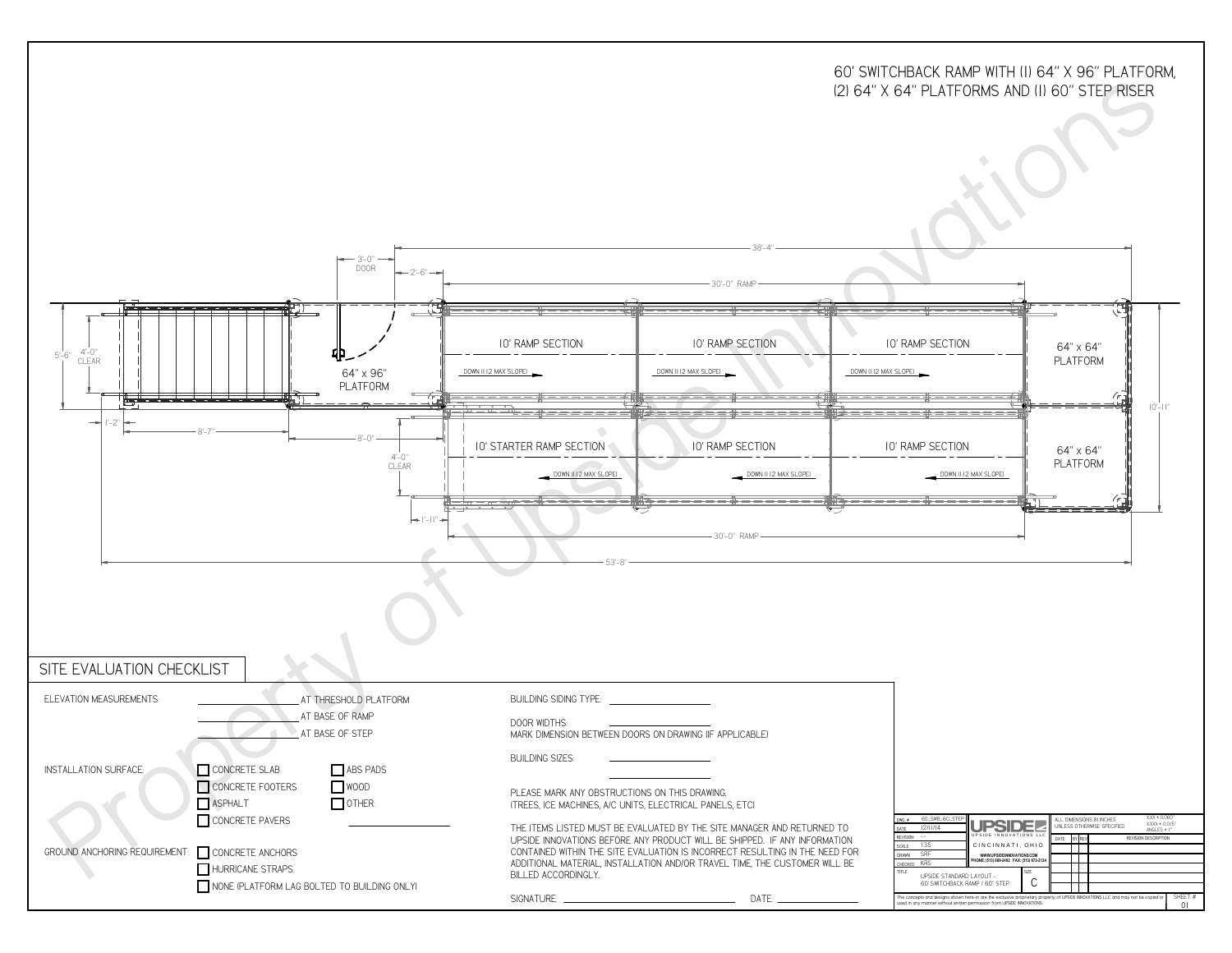# 60' SWITCHBACK RAMP WITH (1) 64" X 96" PLATFORM, (2) 64" X 64" PLATFORMS AND (1) 60" STEP RISER

38'-4"

3'-0" DOOR

2'-6"

30'-0" RAMP

5'-6"

4'-0" CLEAR

64" x 96" PLATFORM

10' RAMP SECTION

DOWN (1:12 MAX SLOPE)

10' RAMP SECTION

DOWN (1:12 MAX SLOPE)

10' RAMP SECTION

DOWN (1:12 MAX SLOPE)

64" x 64" PLATFORM

10'-11"

1'-2"

8'-7"

8'-0"

4'-0" CLEAR

10' STARTER RAMP SECTION

DOWN (1:12 MAX SLOPE)

10' RAMP SECTION

DOWN (1:12 MAX SLOPE)

10' RAMP SECTION

DOWN (1:12 MAX SLOPE)

64" x 64" PLATFORM

1'-11"

30'-0" RAMP

53'-8"

Property of Upside Innovations

## SITE EVALUATION CHECKLIST

ELEVATION MEASUREMENTS:

- ______________ AT THRESHOLD PLATFORM
- ______________ AT BASE OF RAMP
- ______________ AT BASE OF STEP

INSTALLATION SURFACE:

- ☐ CONCRETE SLAB
- ☐ CONCRETE FOOTERS
- ☐ ASPHALT
- ☐ CONCRETE PAVERS
- ☐ ABS PADS
- ☐ WOOD
- ☐ OTHER ______________

GROUND ANCHORING REQUIREMENT:

- ☐ CONCRETE ANCHORS
- ☐ HURRICANE STRAPS
- ☐ NONE (PLATFORM LAG BOLTED TO BUILDING ONLY)

BUILDING SIDING TYPE: ______________

DOOR WIDTHS: ______________
MARK DIMENSION BETWEEN DOORS ON DRAWING (IF APPLICABLE)

BUILDING SIZES: ______________
______________

PLEASE MARK ANY OBSTRUCTIONS ON THIS DRAWING.
(TREES, ICE MACHINES, A/C UNITS, ELECTRICAL PANELS, ETC)

THE ITEMS LISTED MUST BE EVALUATED BY THE SITE MANAGER AND RETURNED TO UPSIDE INNOVATIONS BEFORE ANY PRODUCT WILL BE SHIPPED. IF ANY INFORMATION CONTAINED WITHIN THE SITE EVALUATION IS INCORRECT RESULTING IN THE NEED FOR ADDITIONAL MATERIAL, INSTALLATION AND/OR TRAVEL TIME, THE CUSTOMER WILL BE BILLED ACCORDINGLY.

SIGNATURE: ______________________ DATE: ______________

| | |
|---|---|
| DWG # | 60_SWB_60_STEP |
| DATE | 12/11/14 |
| REVISION | --- |
| SCALE | 1:35 |
| DRAWN | SRF |
| CHECKED | KRS |
| TITLE | UPSIDE STANDARD LAYOUT - 60' SWITCHBACK RAMP / 60" STEP |
| SIZE | C |

UPSIDE INNOVATIONS LLC
CINCINNATI, OHIO
WWW.UPSIDEINNOVATIONS.COM
PHONE: (513) 889-2492 FAX: (513) 672-2124

ALL DIMENSIONS IN INCHES UNLESS OTHERWISE SPECIFIED
.XXX ± 0.060"
.XXXX ± 0.015"
ANGLES ± 1°

| DATE | BY | REV | REVISION DESCRIPTION |
|---|---|---|---|

The concepts and designs shown here-in are the exclusive proprietary property of UPSIDE INNOVATIONS LLC and may not be copied or used in any manner without written permission from UPSIDE INNOVATIONS.

SHEET # 01